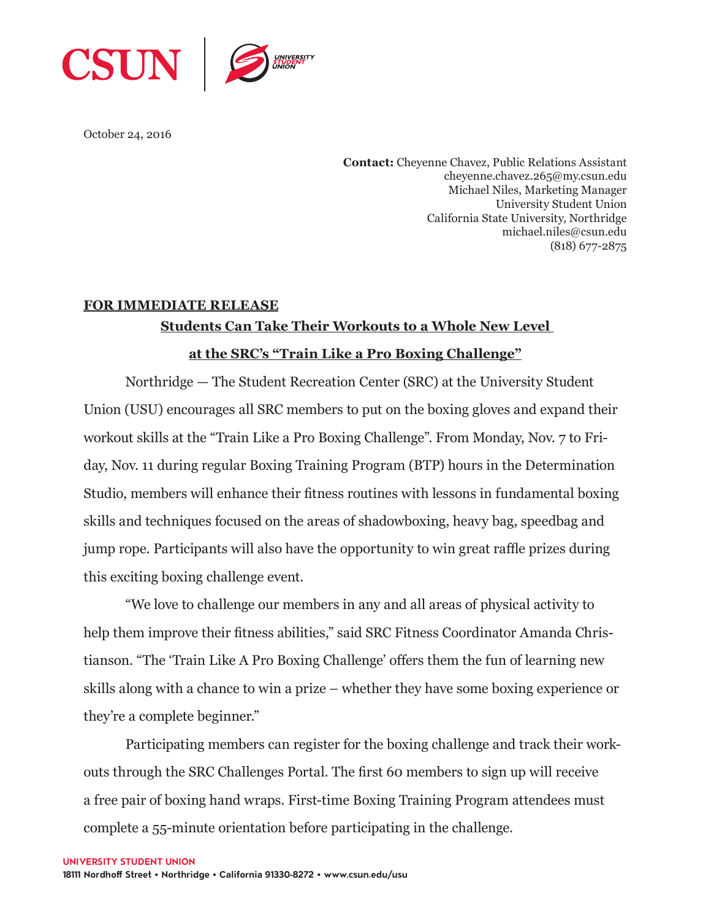October 24, 2016

**Contact:** Cheyenne Chavez, Public Relations Assistant
cheyenne.chavez.265@my.csun.edu
Michael Niles, Marketing Manager
University Student Union
California State University, Northridge
michael.niles@csun.edu
(818) 677-2875

**FOR IMMEDIATE RELEASE**

## Students Can Take Their Workouts to a Whole New Level at the SRC's "Train Like a Pro Boxing Challenge"

Northridge — The Student Recreation Center (SRC) at the University Student Union (USU) encourages all SRC members to put on the boxing gloves and expand their workout skills at the "Train Like a Pro Boxing Challenge". From Monday, Nov. 7 to Friday, Nov. 11 during regular Boxing Training Program (BTP) hours in the Determination Studio, members will enhance their fitness routines with lessons in fundamental boxing skills and techniques focused on the areas of shadowboxing, heavy bag, speedbag and jump rope. Participants will also have the opportunity to win great raffle prizes during this exciting boxing challenge event.

"We love to challenge our members in any and all areas of physical activity to help them improve their fitness abilities," said SRC Fitness Coordinator Amanda Christianson. "The 'Train Like A Pro Boxing Challenge' offers them the fun of learning new skills along with a chance to win a prize – whether they have some boxing experience or they're a complete beginner."

Participating members can register for the boxing challenge and track their workouts through the SRC Challenges Portal. The first 60 members to sign up will receive a free pair of boxing hand wraps. First-time Boxing Training Program attendees must complete a 55-minute orientation before participating in the challenge.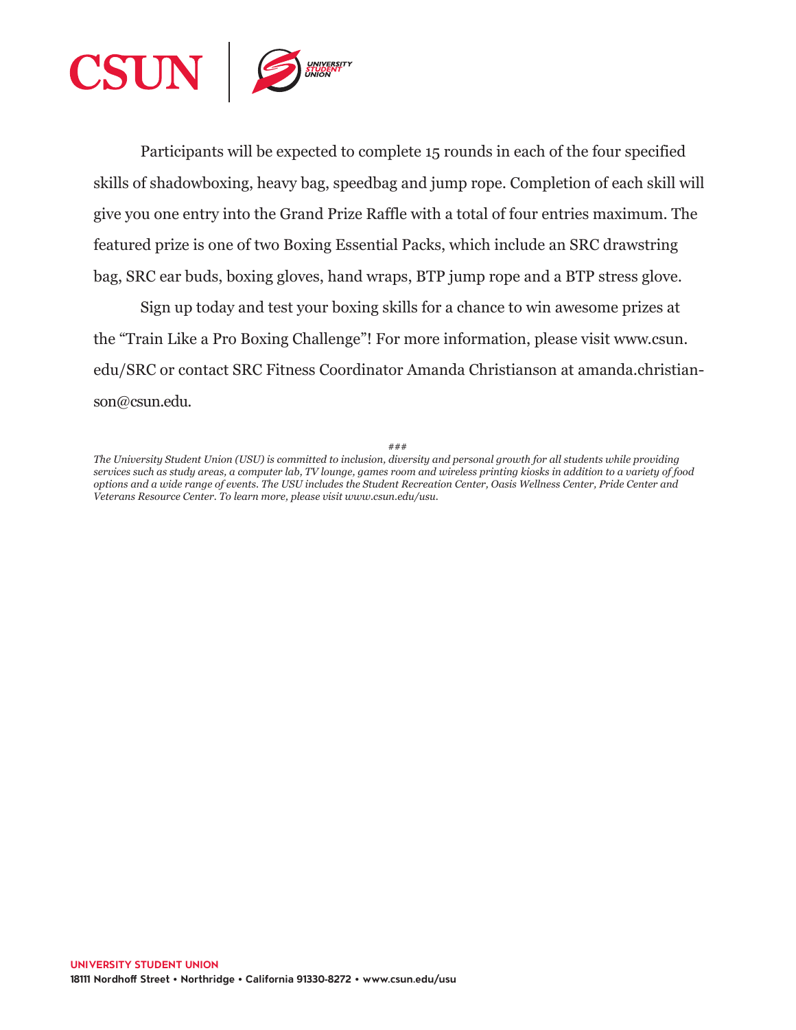Participants will be expected to complete 15 rounds in each of the four specified skills of shadowboxing, heavy bag, speedbag and jump rope. Completion of each skill will give you one entry into the Grand Prize Raffle with a total of four entries maximum. The featured prize is one of two Boxing Essential Packs, which include an SRC drawstring bag, SRC ear buds, boxing gloves, hand wraps, BTP jump rope and a BTP stress glove.

Sign up today and test your boxing skills for a chance to win awesome prizes at the "Train Like a Pro Boxing Challenge"! For more information, please visit www.csun.edu/SRC or contact SRC Fitness Coordinator Amanda Christianson at amanda.christianson@csun.edu.

###

*The University Student Union (USU) is committed to inclusion, diversity and personal growth for all students while providing services such as study areas, a computer lab, TV lounge, games room and wireless printing kiosks in addition to a variety of food options and a wide range of events. The USU includes the Student Recreation Center, Oasis Wellness Center, Pride Center and Veterans Resource Center. To learn more, please visit www.csun.edu/usu.*